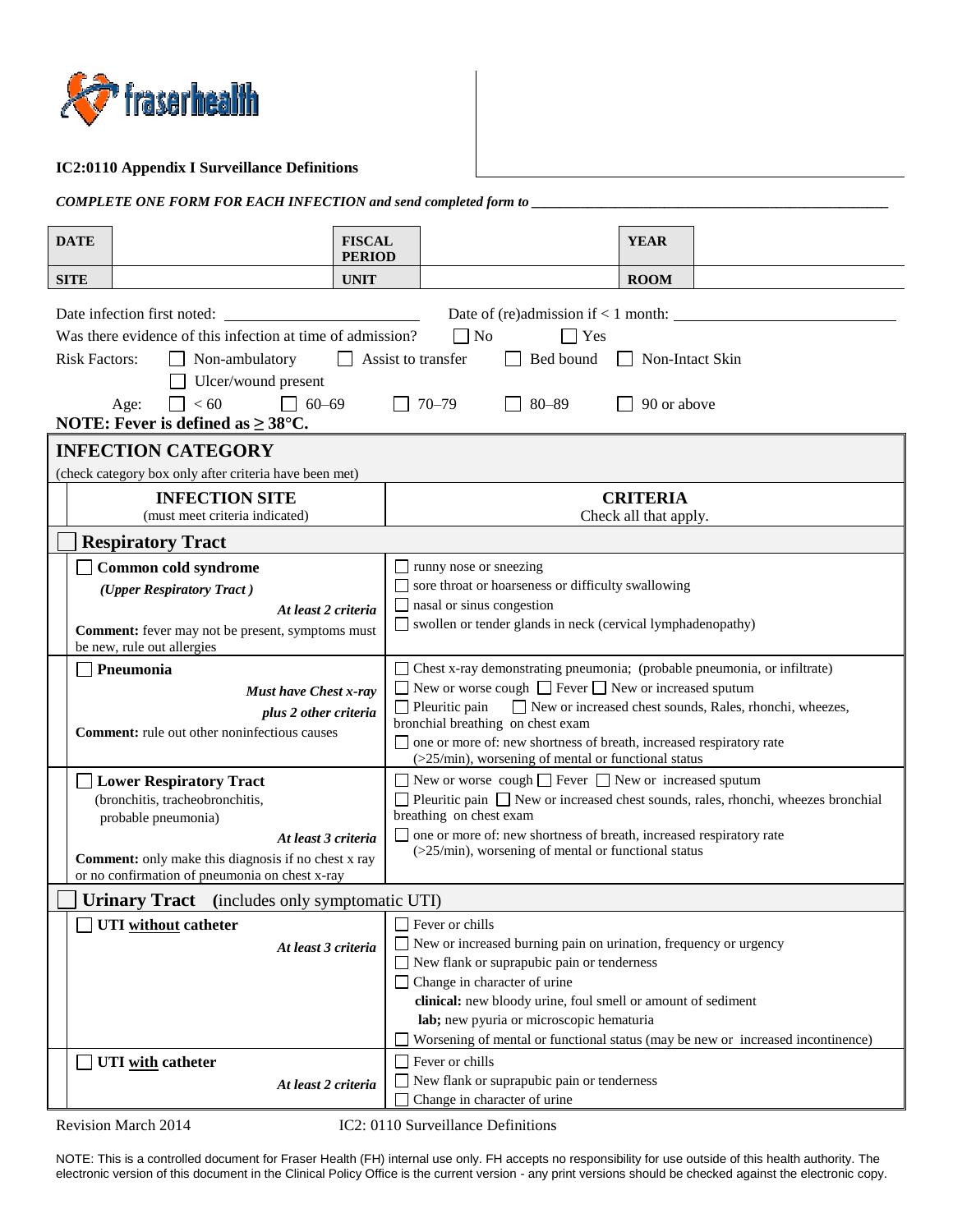fraserhealth

**IC2:0110 Appendix I Surveillance Definitions**

***COMPLETE ONE FORM FOR EACH INFECTION and send completed form to ___________________________***

| **DATE** | | **FISCAL PERIOD** | | **YEAR** | |
|---|---|---|---|---|---|
| **SITE** | | **UNIT** | | **ROOM** | |

Date infection first noted: ______________________ Date of (re)admission if < 1 month: ______________________

Was there evidence of this infection at time of admission? ☐ No ☐ Yes

Risk Factors: ☐ Non-ambulatory ☐ Assist to transfer ☐ Bed bound ☐ Non-Intact Skin
☐ Ulcer/wound present

Age: ☐ < 60 ☐ 60–69 ☐ 70–79 ☐ 80–89 ☐ 90 or above

**NOTE: Fever is defined as ≥ 38°C.**

## INFECTION CATEGORY

(check category box only after criteria have been met)

| **INFECTION SITE** (must meet criteria indicated) | **CRITERIA** Check all that apply. |
|---|---|
| ☐ **Respiratory Tract** | |
| ☐ **Common cold syndrome** ***(Upper Respiratory Tract )*** ***At least 2 criteria*** **Comment:** fever may not be present, symptoms must be new, rule out allergies | ☐ runny nose or sneezing<br>☐ sore throat or hoarseness or difficulty swallowing<br>☐ nasal or sinus congestion<br>☐ swollen or tender glands in neck (cervical lymphadenopathy) |
| ☐ **Pneumonia** ***Must have Chest x-ray plus 2 other criteria*** **Comment:** rule out other noninfectious causes | ☐ Chest x-ray demonstrating pneumonia; (probable pneumonia, or infiltrate)<br>☐ New or worse cough ☐ Fever ☐ New or increased sputum<br>☐ Pleuritic pain ☐ New or increased chest sounds, Rales, rhonchi, wheezes, bronchial breathing on chest exam<br>☐ one or more of: new shortness of breath, increased respiratory rate (>25/min), worsening of mental or functional status |
| ☐ **Lower Respiratory Tract** (bronchitis, tracheobronchitis, probable pneumonia) ***At least 3 criteria*** **Comment:** only make this diagnosis if no chest x ray or no confirmation of pneumonia on chest x-ray | ☐ New or worse cough ☐ Fever ☐ New or increased sputum<br>☐ Pleuritic pain ☐ New or increased chest sounds, rales, rhonchi, wheezes bronchial breathing on chest exam<br>☐ one or more of: new shortness of breath, increased respiratory rate (>25/min), worsening of mental or functional status |
| ☐ **Urinary Tract** (includes only symptomatic UTI) | |
| ☐ **UTI without catheter** ***At least 3 criteria*** | ☐ Fever or chills<br>☐ New or increased burning pain on urination, frequency or urgency<br>☐ New flank or suprapubic pain or tenderness<br>☐ Change in character of urine<br>**clinical:** new bloody urine, foul smell or amount of sediment<br>**lab;** new pyuria or microscopic hematuria<br>☐ Worsening of mental or functional status (may be new or increased incontinence) |
| ☐ **UTI with catheter** ***At least 2 criteria*** | ☐ Fever or chills<br>☐ New flank or suprapubic pain or tenderness<br>☐ Change in character of urine |

Revision March 2014 IC2: 0110 Surveillance Definitions

NOTE: This is a controlled document for Fraser Health (FH) internal use only. FH accepts no responsibility for use outside of this health authority. The electronic version of this document in the Clinical Policy Office is the current version - any print versions should be checked against the electronic copy.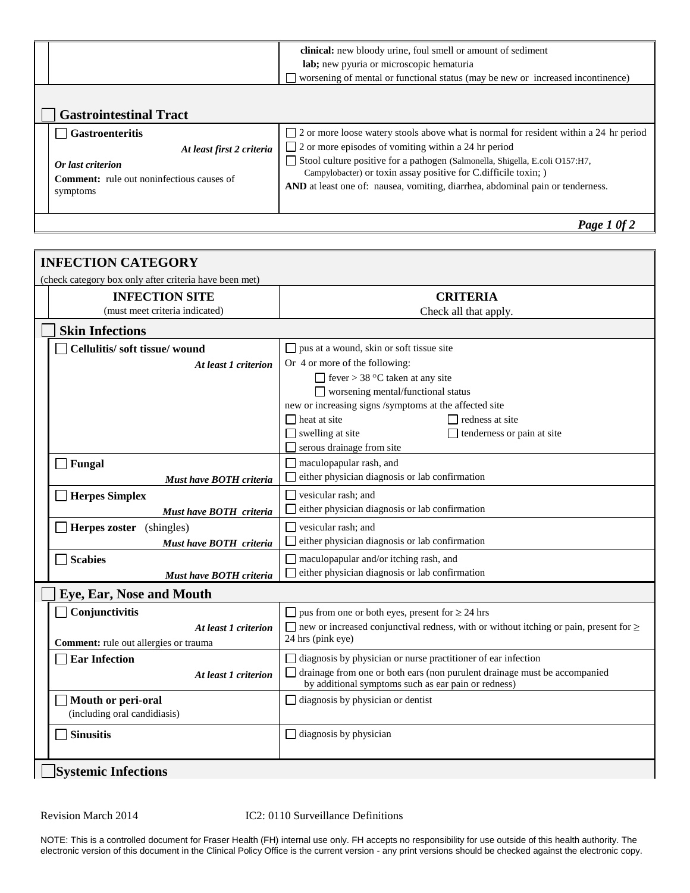| | |
|---|---|
| | **clinical:** new bloody urine, foul smell or amount of sediment<br>**lab;** new pyuria or microscopic hematuria<br>☐ worsening of mental or functional status (may be new or increased incontinence) |

| ☐ **Gastrointestinal Tract** | |
|---|---|
| ☐ **Gastroenteritis**<br>***At least first 2 criteria***<br>***Or last criterion***<br>**Comment:** rule out noninfectious causes of symptoms | ☐ 2 or more loose watery stools above what is normal for resident within a 24 hr period<br>☐ 2 or more episodes of vomiting within a 24 hr period<br>☐ Stool culture positive for a pathogen (Salmonella, Shigella, E.coli O157:H7, Campylobacter) or toxin assay positive for C.difficile toxin; )<br>**AND** at least one of: nausea, vomiting, diarrhea, abdominal pain or tenderness. |

## INFECTION CATEGORY

(check category box only after criteria have been met)

| **INFECTION SITE**<br>(must meet criteria indicated) | **CRITERIA**<br>Check all that apply. |
|---|---|
| ☐ **Skin Infections** | |
| ☐ **Cellulitis/ soft tissue/ wound**<br>***At least 1 criterion*** | ☐ pus at a wound, skin or soft tissue site<br>Or 4 or more of the following:<br>☐ fever > 38 °C taken at any site<br>☐ worsening mental/functional status<br>new or increasing signs /symptoms at the affected site<br>☐ heat at site ☐ redness at site<br>☐ swelling at site ☐ tenderness or pain at site<br>☐ serous drainage from site |
| ☐ **Fungal**<br>***Must have BOTH criteria*** | ☐ maculopapular rash, and<br>☐ either physician diagnosis or lab confirmation |
| ☐ **Herpes Simplex**<br>***Must have BOTH criteria*** | ☐ vesicular rash; and<br>☐ either physician diagnosis or lab confirmation |
| ☐ **Herpes zoster** (shingles)<br>***Must have BOTH criteria*** | ☐ vesicular rash; and<br>☐ either physician diagnosis or lab confirmation |
| ☐ **Scabies**<br>***Must have BOTH criteria*** | ☐ maculopapular and/or itching rash, and<br>☐ either physician diagnosis or lab confirmation |
| ☐ **Eye, Ear, Nose and Mouth** | |
| ☐ **Conjunctivitis**<br>***At least 1 criterion***<br>**Comment:** rule out allergies or trauma | ☐ pus from one or both eyes, present for ≥ 24 hrs<br>☐ new or increased conjunctival redness, with or without itching or pain, present for ≥ 24 hrs (pink eye) |
| ☐ **Ear Infection**<br>***At least 1 criterion*** | ☐ diagnosis by physician or nurse practitioner of ear infection<br>☐ drainage from one or both ears (non purulent drainage must be accompanied by additional symptoms such as ear pain or redness) |
| ☐ **Mouth or peri-oral**<br>(including oral candidiasis) | ☐ diagnosis by physician or dentist |
| ☐ **Sinusitis** | ☐ diagnosis by physician |
| ☐ **Systemic Infections** | |

Revision March 2014 IC2: 0110 Surveillance Definitions

NOTE: This is a controlled document for Fraser Health (FH) internal use only. FH accepts no responsibility for use outside of this health authority. The electronic version of this document in the Clinical Policy Office is the current version - any print versions should be checked against the electronic copy.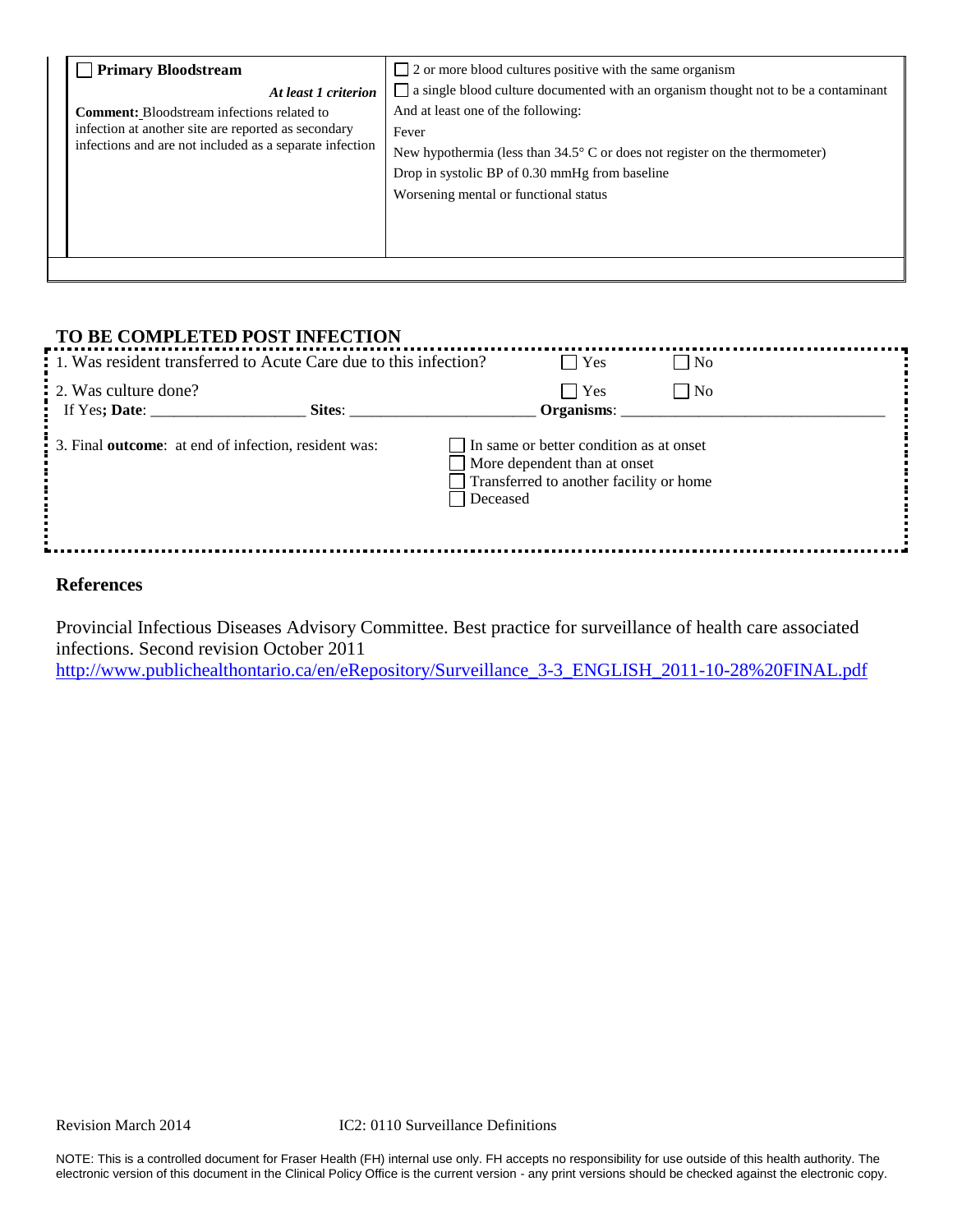| | |
|---|---|
| ☐ **Primary Bloodstream**<br><br>***At least 1 criterion***<br><br>**Comment:** Bloodstream infections related to infection at another site are reported as secondary infections and are not included as a separate infection | ☐ 2 or more blood cultures positive with the same organism<br>☐ a single blood culture documented with an organism thought not to be a contaminant<br>And at least one of the following:<br>Fever<br>New hypothermia (less than 34.5° C or does not register on the thermometer)<br>Drop in systolic BP of 0.30 mmHg from baseline<br>Worsening mental or functional status |

## TO BE COMPLETED POST INFECTION

1. Was resident transferred to Acute Care due to this infection? ☐ Yes ☐ No

2. Was culture done? ☐ Yes ☐ No

   If Yes**; Date**: ____________________ **Sites**: ________________________ **Organisms**: ____________________________________

3. Final **outcome**: at end of infection, resident was:
   - ☐ In same or better condition as at onset
   - ☐ More dependent than at onset
   - ☐ Transferred to another facility or home
   - ☐ Deceased

## References

Provincial Infectious Diseases Advisory Committee. Best practice for surveillance of health care associated infections. Second revision October 2011
http://www.publichealthontario.ca/en/eRepository/Surveillance_3-3_ENGLISH_2011-10-28%20FINAL.pdf

Revision March 2014 IC2: 0110 Surveillance Definitions

NOTE: This is a controlled document for Fraser Health (FH) internal use only. FH accepts no responsibility for use outside of this health authority. The electronic version of this document in the Clinical Policy Office is the current version - any print versions should be checked against the electronic copy.